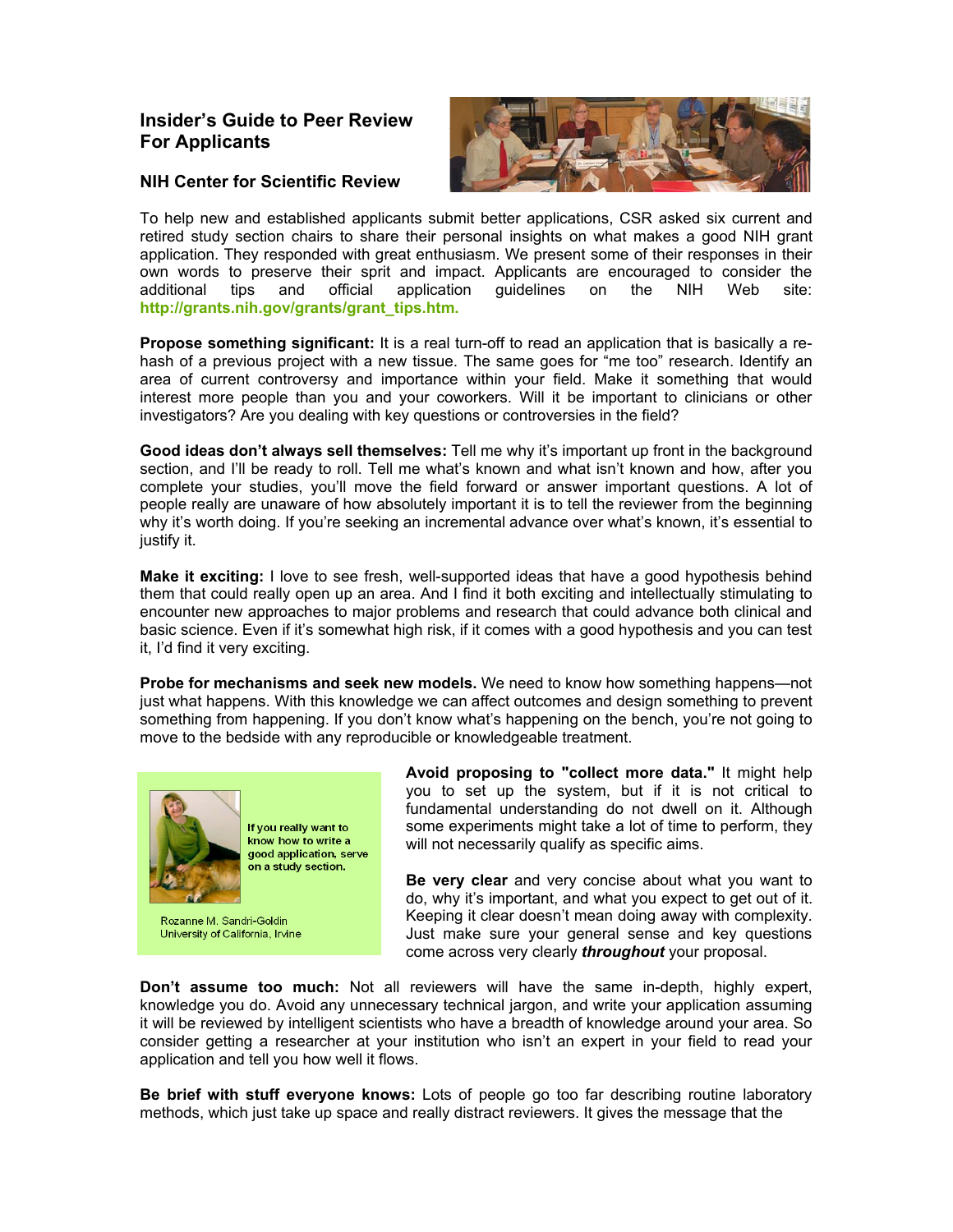# Insider's Guide to Peer Review For Applicants

## NIH Center for Scientific Review

To help new and established applicants submit better applications, CSR asked six current and retired study section chairs to share their personal insights on what makes a good NIH grant application. They responded with great enthusiasm. We present some of their responses in their own words to preserve their sprit and impact. Applicants are encouraged to consider the additional tips and official application guidelines on the NIH Web site: **http://grants.nih.gov/grants/grant_tips.htm.**

**Propose something significant:** It is a real turn-off to read an application that is basically a re-hash of a previous project with a new tissue. The same goes for "me too" research. Identify an area of current controversy and importance within your field. Make it something that would interest more people than you and your coworkers. Will it be important to clinicians or other investigators? Are you dealing with key questions or controversies in the field?

**Good ideas don't always sell themselves:** Tell me why it's important up front in the background section, and I'll be ready to roll. Tell me what's known and what isn't known and how, after you complete your studies, you'll move the field forward or answer important questions. A lot of people really are unaware of how absolutely important it is to tell the reviewer from the beginning why it's worth doing. If you're seeking an incremental advance over what's known, it's essential to justify it.

**Make it exciting:** I love to see fresh, well-supported ideas that have a good hypothesis behind them that could really open up an area. And I find it both exciting and intellectually stimulating to encounter new approaches to major problems and research that could advance both clinical and basic science. Even if it's somewhat high risk, if it comes with a good hypothesis and you can test it, I'd find it very exciting.

**Probe for mechanisms and seek new models.** We need to know how something happens—not just what happens. With this knowledge we can affect outcomes and design something to prevent something from happening. If you don't know what's happening on the bench, you're not going to move to the bedside with any reproducible or knowledgeable treatment.

**If you really want to know how to write a good application, serve on a study section.**

Rozanne M. Sandri-Goldin
University of California, Irvine

**Avoid proposing to "collect more data."** It might help you to set up the system, but if it is not critical to fundamental understanding do not dwell on it. Although some experiments might take a lot of time to perform, they will not necessarily qualify as specific aims.

**Be very clear** and very concise about what you want to do, why it's important, and what you expect to get out of it. Keeping it clear doesn't mean doing away with complexity. Just make sure your general sense and key questions come across very clearly ***throughout*** your proposal.

**Don't assume too much:** Not all reviewers will have the same in-depth, highly expert, knowledge you do. Avoid any unnecessary technical jargon, and write your application assuming it will be reviewed by intelligent scientists who have a breadth of knowledge around your area. So consider getting a researcher at your institution who isn't an expert in your field to read your application and tell you how well it flows.

**Be brief with stuff everyone knows:** Lots of people go too far describing routine laboratory methods, which just take up space and really distract reviewers. It gives the message that the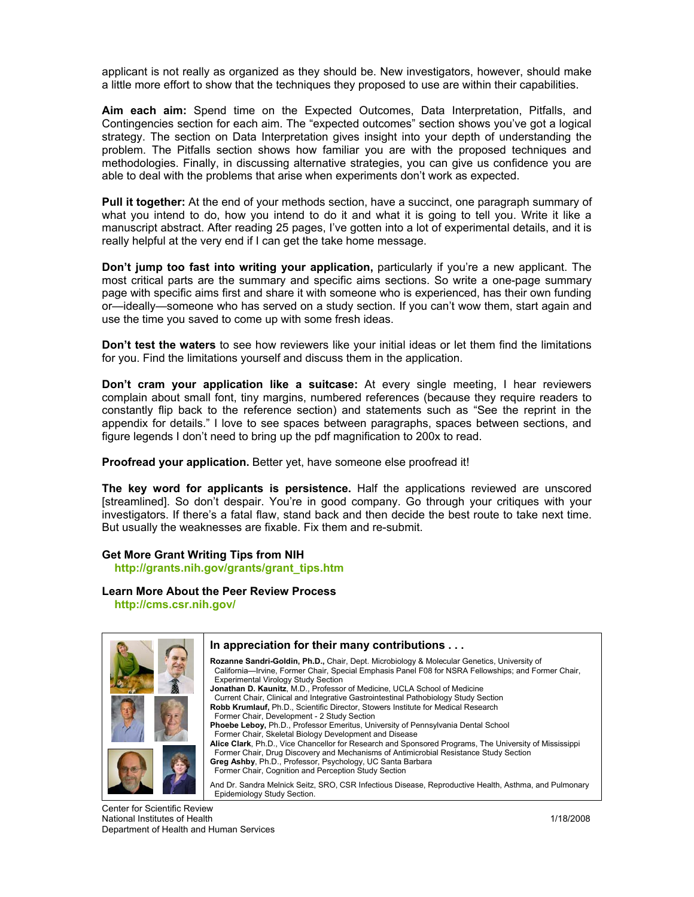applicant is not really as organized as they should be. New investigators, however, should make a little more effort to show that the techniques they proposed to use are within their capabilities.

**Aim each aim:** Spend time on the Expected Outcomes, Data Interpretation, Pitfalls, and Contingencies section for each aim. The "expected outcomes" section shows you've got a logical strategy. The section on Data Interpretation gives insight into your depth of understanding the problem. The Pitfalls section shows how familiar you are with the proposed techniques and methodologies. Finally, in discussing alternative strategies, you can give us confidence you are able to deal with the problems that arise when experiments don't work as expected.

**Pull it together:** At the end of your methods section, have a succinct, one paragraph summary of what you intend to do, how you intend to do it and what it is going to tell you. Write it like a manuscript abstract. After reading 25 pages, I've gotten into a lot of experimental details, and it is really helpful at the very end if I can get the take home message.

**Don't jump too fast into writing your application,** particularly if you're a new applicant. The most critical parts are the summary and specific aims sections. So write a one-page summary page with specific aims first and share it with someone who is experienced, has their own funding or—ideally—someone who has served on a study section. If you can't wow them, start again and use the time you saved to come up with some fresh ideas.

**Don't test the waters** to see how reviewers like your initial ideas or let them find the limitations for you. Find the limitations yourself and discuss them in the application.

**Don't cram your application like a suitcase:** At every single meeting, I hear reviewers complain about small font, tiny margins, numbered references (because they require readers to constantly flip back to the reference section) and statements such as "See the reprint in the appendix for details." I love to see spaces between paragraphs, spaces between sections, and figure legends I don't need to bring up the pdf magnification to 200x to read.

**Proofread your application.** Better yet, have someone else proofread it!

**The key word for applicants is persistence.** Half the applications reviewed are unscored [streamlined]. So don't despair. You're in good company. Go through your critiques with your investigators. If there's a fatal flaw, stand back and then decide the best route to take next time. But usually the weaknesses are fixable. Fix them and re-submit.

**Get More Grant Writing Tips from NIH**
**http://grants.nih.gov/grants/grant_tips.htm**

**Learn More About the Peer Review Process**
**http://cms.csr.nih.gov/**

**In appreciation for their many contributions . . .**

**Rozanne Sandri-Goldin, Ph.D.,** Chair, Dept. Microbiology & Molecular Genetics, University of California—Irvine, Former Chair, Special Emphasis Panel F08 for NSRA Fellowships; and Former Chair, Experimental Virology Study Section
**Jonathan D. Kaunitz**, M.D., Professor of Medicine, UCLA School of Medicine
Current Chair, Clinical and Integrative Gastrointestinal Pathobiology Study Section
**Robb Krumlauf,** Ph.D., Scientific Director, Stowers Institute for Medical Research
Former Chair, Development - 2 Study Section
**Phoebe Leboy,** Ph.D., Professor Emeritus, University of Pennsylvania Dental School
Former Chair, Skeletal Biology Development and Disease
**Alice Clark**, Ph.D., Vice Chancellor for Research and Sponsored Programs, The University of Mississippi
Former Chair, Drug Discovery and Mechanisms of Antimicrobial Resistance Study Section
**Greg Ashby**, Ph.D., Professor, Psychology, UC Santa Barbara
Former Chair, Cognition and Perception Study Section

And Dr. Sandra Melnick Seitz, SRO, CSR Infectious Disease, Reproductive Health, Asthma, and Pulmonary Epidemiology Study Section.

Center for Scientific Review
National Institutes of Health
Department of Health and Human Services

1/18/2008